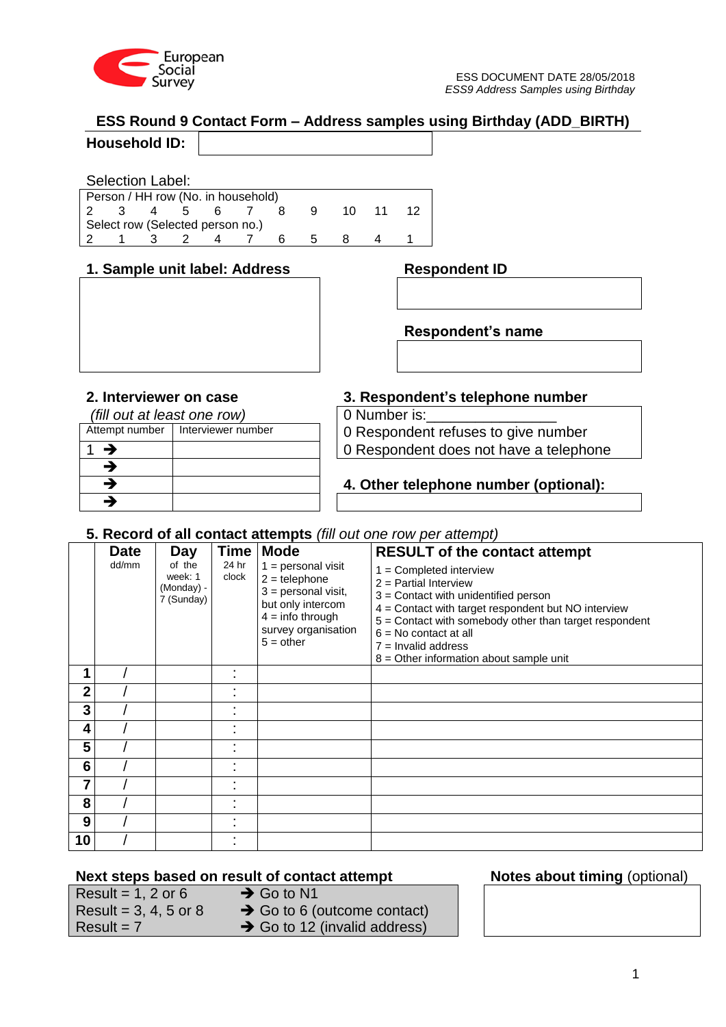European Social Survey

ESS DOCUMENT DATE 28/05/2018
*ESS9 Address Samples using Birthday*

## ESS Round 9 Contact Form – Address samples using Birthday (ADD_BIRTH)

**Household ID:**

Selection Label:

| Person / HH row (No. in household) | | | | | | | | | | |
|---|---|---|---|---|---|---|---|---|---|---|
| 2 | 3 | 4 | 5 | 6 | 7 | 8 | 9 | 10 | 11 | 12 |
| **Select row (Selected person no.)** | | | | | | | | | | |
| 2 | 1 | 3 | 2 | 4 | 7 | 6 | 5 | 8 | 4 | 1 |

### 1. Sample unit label: Address

### Respondent ID

### Respondent's name

### 2. Interviewer on case

*(fill out at least one row)*

| Attempt number | Interviewer number |
|---|---|
| 1 ➔ | |
| ➔ | |
| ➔ | |
| ➔ | |

### 3. Respondent's telephone number

0 Number is:________________
0 Respondent refuses to give number
0 Respondent does not have a telephone

### 4. Other telephone number (optional):

### 5. Record of all contact attempts *(fill out one row per attempt)*

| | Date dd/mm | Day of the week: 1 (Monday) - 7 (Sunday) | Time 24 hr clock | Mode 1 = personal visit 2 = telephone 3 = personal visit, but only intercom 4 = info through survey organisation 5 = other | RESULT of the contact attempt 1 = Completed interview 2 = Partial Interview 3 = Contact with unidentified person 4 = Contact with target respondent but NO interview 5 = Contact with somebody other than target respondent 6 = No contact at all 7 = Invalid address 8 = Other information about sample unit |
|---|---|---|---|---|---|
| **1** | / | | : | | |
| **2** | / | | : | | |
| **3** | / | | : | | |
| **4** | / | | : | | |
| **5** | / | | : | | |
| **6** | / | | : | | |
| **7** | / | | : | | |
| **8** | / | | : | | |
| **9** | / | | : | | |
| **10** | / | | : | | |

**Next steps based on result of contact attempt**

| | |
|---|---|
| Result = 1, 2 or 6 | ➔ Go to N1 |
| Result = 3, 4, 5 or 8 | ➔ Go to 6 (outcome contact) |
| Result = 7 | ➔ Go to 12 (invalid address) |

**Notes about timing** (optional)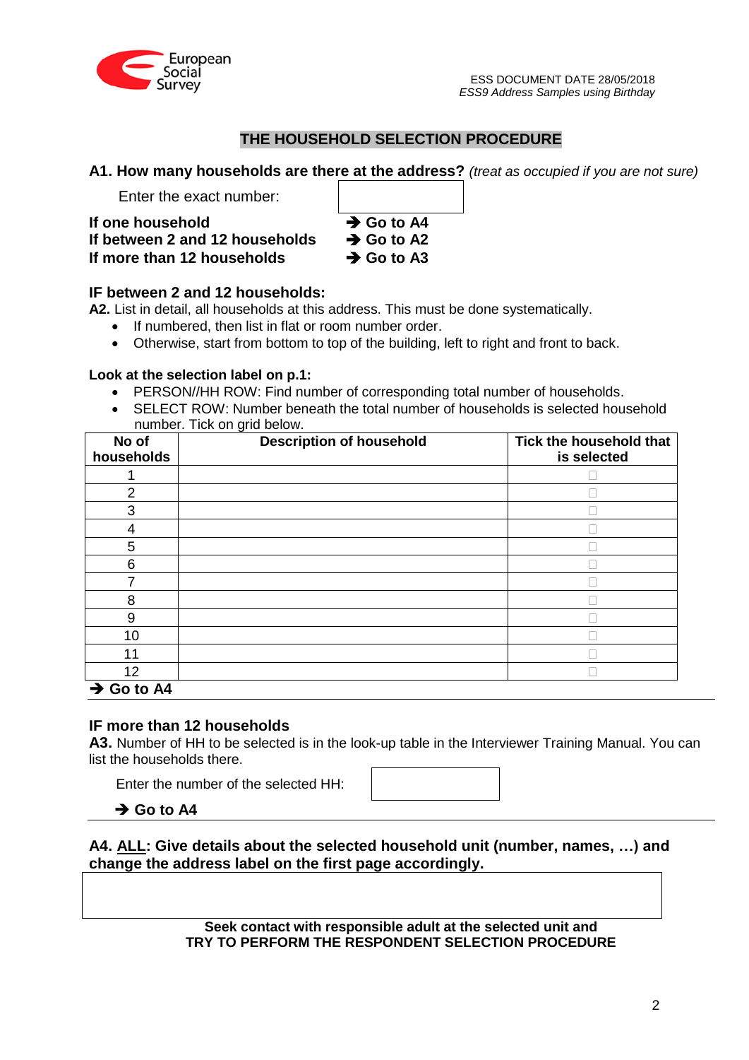## THE HOUSEHOLD SELECTION PROCEDURE

**A1. How many households are there at the address?** *(treat as occupied if you are not sure)*

Enter the exact number: ______

**If one household** ➔ **Go to A4**
**If between 2 and 12 households** ➔ **Go to A2**
**If more than 12 households** ➔ **Go to A3**

**IF between 2 and 12 households:**

**A2.** List in detail, all households at this address. This must be done systematically.

- If numbered, then list in flat or room number order.
- Otherwise, start from bottom to top of the building, left to right and front to back.

**Look at the selection label on p.1:**

- PERSON//HH ROW: Find number of corresponding total number of households.
- SELECT ROW: Number beneath the total number of households is selected household number. Tick on grid below.

| No of households | Description of household | Tick the household that is selected |
|---|---|---|
| 1 | | □ |
| 2 | | □ |
| 3 | | □ |
| 4 | | □ |
| 5 | | □ |
| 6 | | □ |
| 7 | | □ |
| 8 | | □ |
| 9 | | □ |
| 10 | | □ |
| 11 | | □ |
| 12 | | □ |

➔ **Go to A4**

**IF more than 12 households**

**A3.** Number of HH to be selected is in the look-up table in the Interviewer Training Manual. You can list the households there.

Enter the number of the selected HH: ______

➔ **Go to A4**

**A4. ALL: Give details about the selected household unit (number, names, …) and change the address label on the first page accordingly.**

______

**Seek contact with responsible adult at the selected unit and TRY TO PERFORM THE RESPONDENT SELECTION PROCEDURE**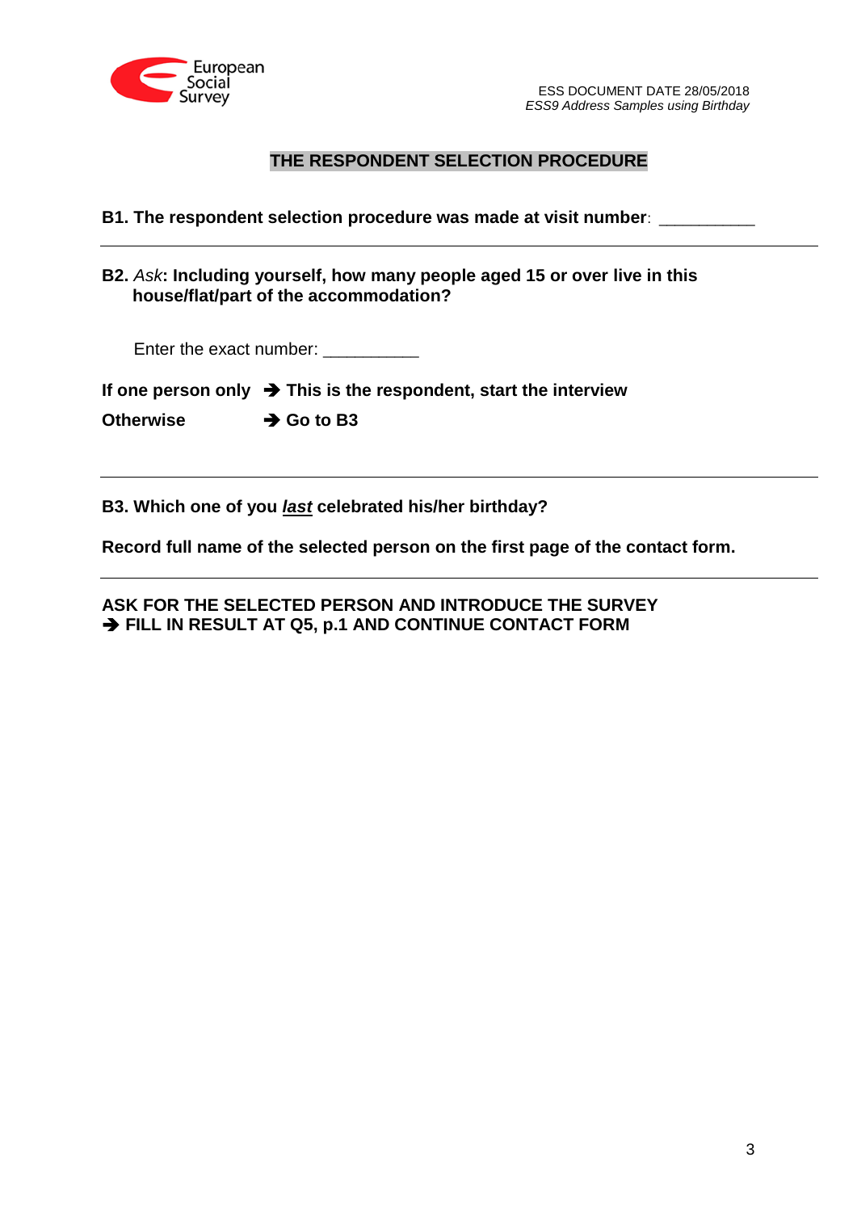## THE RESPONDENT SELECTION PROCEDURE

**B1. The respondent selection procedure was made at visit number**: __________

---

**B2.** *Ask*: **Including yourself, how many people aged 15 or over live in this house/flat/part of the accommodation?**

Enter the exact number: __________

**If one person only ➔ This is the respondent, start the interview**

**Otherwise ➔ Go to B3**

---

**B3. Which one of you *last* celebrated his/her birthday?**

**Record full name of the selected person on the first page of the contact form.**

---

**ASK FOR THE SELECTED PERSON AND INTRODUCE THE SURVEY**
**➔ FILL IN RESULT AT Q5, p.1 AND CONTINUE CONTACT FORM**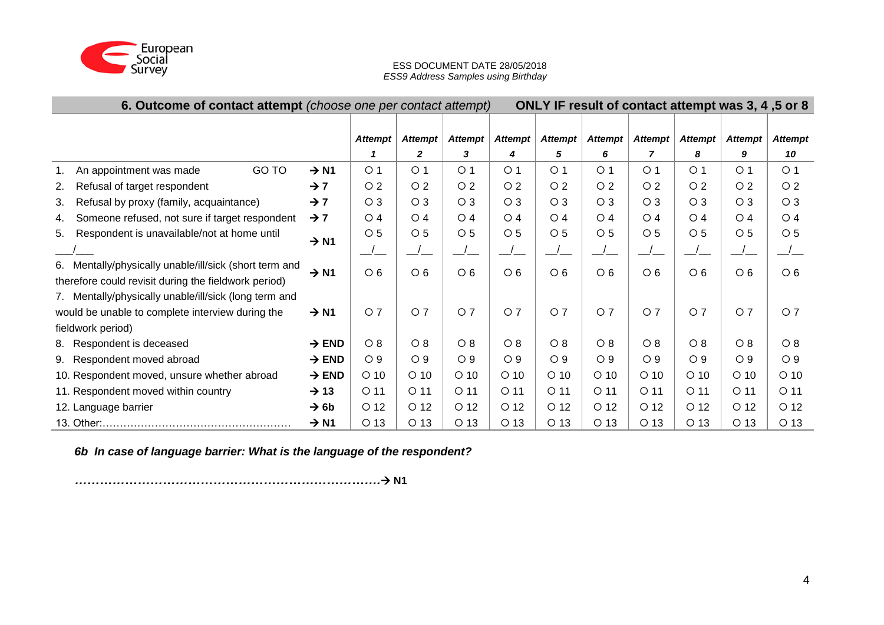| **6. Outcome of contact attempt** *(choose one per contact attempt)* | | **ONLY IF result of contact attempt was 3, 4 ,5 or 8** | | | | | | | | | |
|---|---|---|---|---|---|---|---|---|---|---|---|
| | | ***Attempt 1*** | ***Attempt 2*** | ***Attempt 3*** | ***Attempt 4*** | ***Attempt 5*** | ***Attempt 6*** | ***Attempt 7*** | ***Attempt 8*** | ***Attempt 9*** | ***Attempt 10*** |
| 1. An appointment was made GO TO | **→ N1** | ○ 1 | ○ 1 | ○ 1 | ○ 1 | ○ 1 | ○ 1 | ○ 1 | ○ 1 | ○ 1 | ○ 1 |
| 2. Refusal of target respondent | **→ 7** | ○ 2 | ○ 2 | ○ 2 | ○ 2 | ○ 2 | ○ 2 | ○ 2 | ○ 2 | ○ 2 | ○ 2 |
| 3. Refusal by proxy (family, acquaintance) | **→ 7** | ○ 3 | ○ 3 | ○ 3 | ○ 3 | ○ 3 | ○ 3 | ○ 3 | ○ 3 | ○ 3 | ○ 3 |
| 4. Someone refused, not sure if target respondent | **→ 7** | ○ 4 | ○ 4 | ○ 4 | ○ 4 | ○ 4 | ○ 4 | ○ 4 | ○ 4 | ○ 4 | ○ 4 |
| 5. Respondent is unavailable/not at home until ___/___ | **→ N1** | ○ 5 __/__ | ○ 5 __/__ | ○ 5 __/__ | ○ 5 __/__ | ○ 5 __/__ | ○ 5 __/__ | ○ 5 __/__ | ○ 5 __/__ | ○ 5 __/__ | ○ 5 __/__ |
| 6. Mentally/physically unable/ill/sick (short term and therefore could revisit during the fieldwork period) | **→ N1** | ○ 6 | ○ 6 | ○ 6 | ○ 6 | ○ 6 | ○ 6 | ○ 6 | ○ 6 | ○ 6 | ○ 6 |
| 7. Mentally/physically unable/ill/sick (long term and would be unable to complete interview during the fieldwork period) | **→ N1** | ○ 7 | ○ 7 | ○ 7 | ○ 7 | ○ 7 | ○ 7 | ○ 7 | ○ 7 | ○ 7 | ○ 7 |
| 8. Respondent is deceased | **→ END** | ○ 8 | ○ 8 | ○ 8 | ○ 8 | ○ 8 | ○ 8 | ○ 8 | ○ 8 | ○ 8 | ○ 8 |
| 9. Respondent moved abroad | **→ END** | ○ 9 | ○ 9 | ○ 9 | ○ 9 | ○ 9 | ○ 9 | ○ 9 | ○ 9 | ○ 9 | ○ 9 |
| 10. Respondent moved, unsure whether abroad | **→ END** | ○ 10 | ○ 10 | ○ 10 | ○ 10 | ○ 10 | ○ 10 | ○ 10 | ○ 10 | ○ 10 | ○ 10 |
| 11. Respondent moved within country | **→ 13** | ○ 11 | ○ 11 | ○ 11 | ○ 11 | ○ 11 | ○ 11 | ○ 11 | ○ 11 | ○ 11 | ○ 11 |
| 12. Language barrier | **→ 6b** | ○ 12 | ○ 12 | ○ 12 | ○ 12 | ○ 12 | ○ 12 | ○ 12 | ○ 12 | ○ 12 | ○ 12 |
| 13. Other:……………………………………………… | **→ N1** | ○ 13 | ○ 13 | ○ 13 | ○ 13 | ○ 13 | ○ 13 | ○ 13 | ○ 13 | ○ 13 | ○ 13 |

***6b In case of language barrier: What is the language of the respondent?***

***…………………………………………………………………→ N1***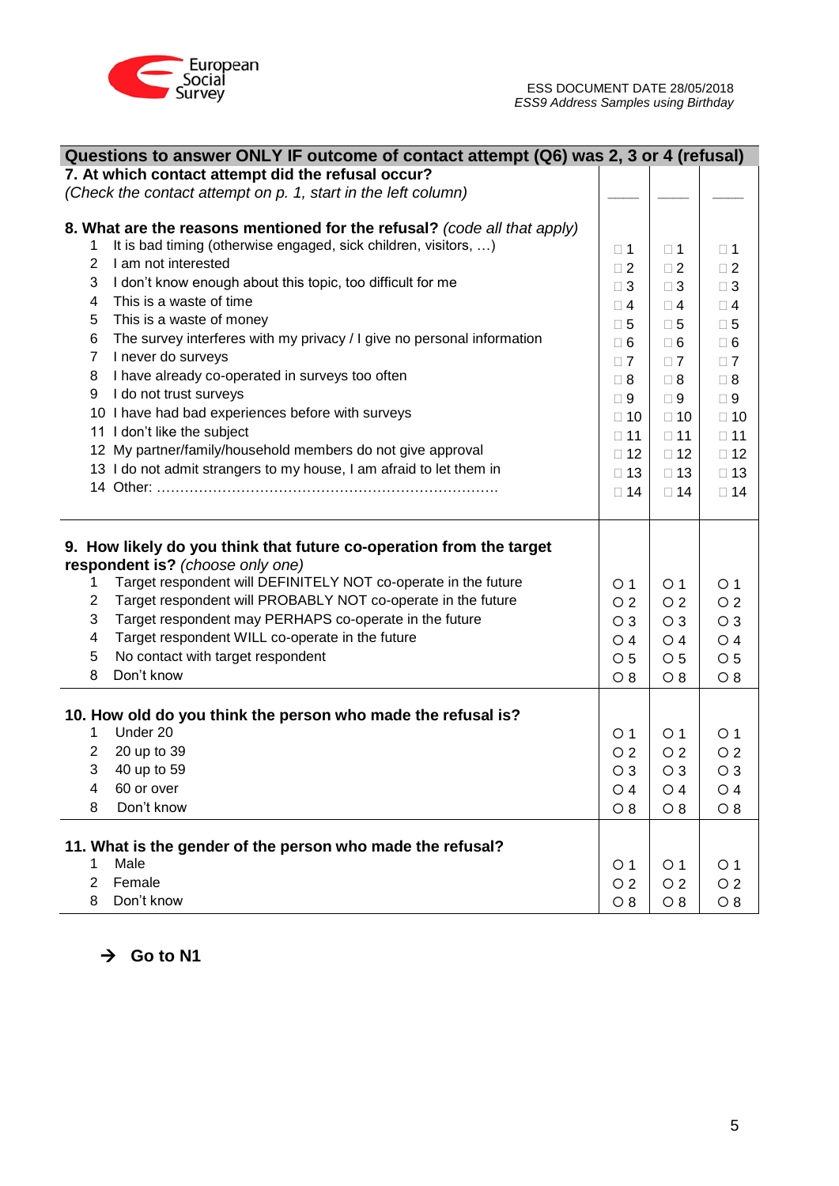| Questions to answer ONLY IF outcome of contact attempt (Q6) was 2, 3 or 4 (refusal) | | | |
|---|---|---|---|
| **7. At which contact attempt did the refusal occur?** *(Check the contact attempt on p. 1, start in the left column)* | ____ | ____ | ____ |
| **8. What are the reasons mentioned for the refusal?** *(code all that apply)* | | | |
| 1 It is bad timing (otherwise engaged, sick children, visitors, …) | □ 1 | □ 1 | □ 1 |
| 2 I am not interested | □ 2 | □ 2 | □ 2 |
| 3 I don't know enough about this topic, too difficult for me | □ 3 | □ 3 | □ 3 |
| 4 This is a waste of time | □ 4 | □ 4 | □ 4 |
| 5 This is a waste of money | □ 5 | □ 5 | □ 5 |
| 6 The survey interferes with my privacy / I give no personal information | □ 6 | □ 6 | □ 6 |
| 7 I never do surveys | □ 7 | □ 7 | □ 7 |
| 8 I have already co-operated in surveys too often | □ 8 | □ 8 | □ 8 |
| 9 I do not trust surveys | □ 9 | □ 9 | □ 9 |
| 10 I have had bad experiences before with surveys | □ 10 | □ 10 | □ 10 |
| 11 I don't like the subject | □ 11 | □ 11 | □ 11 |
| 12 My partner/family/household members do not give approval | □ 12 | □ 12 | □ 12 |
| 13 I do not admit strangers to my house, I am afraid to let them in | □ 13 | □ 13 | □ 13 |
| 14 Other: ……………………………………………………………… | □ 14 | □ 14 | □ 14 |
| **9. How likely do you think that future co-operation from the target respondent is?** *(choose only one)* | | | |
| 1 Target respondent will DEFINITELY NOT co-operate in the future | ○ 1 | ○ 1 | ○ 1 |
| 2 Target respondent will PROBABLY NOT co-operate in the future | ○ 2 | ○ 2 | ○ 2 |
| 3 Target respondent may PERHAPS co-operate in the future | ○ 3 | ○ 3 | ○ 3 |
| 4 Target respondent WILL co-operate in the future | ○ 4 | ○ 4 | ○ 4 |
| 5 No contact with target respondent | ○ 5 | ○ 5 | ○ 5 |
| 8 Don't know | ○ 8 | ○ 8 | ○ 8 |
| **10. How old do you think the person who made the refusal is?** | | | |
| 1 Under 20 | ○ 1 | ○ 1 | ○ 1 |
| 2 20 up to 39 | ○ 2 | ○ 2 | ○ 2 |
| 3 40 up to 59 | ○ 3 | ○ 3 | ○ 3 |
| 4 60 or over | ○ 4 | ○ 4 | ○ 4 |
| 8 Don't know | ○ 8 | ○ 8 | ○ 8 |
| **11. What is the gender of the person who made the refusal?** | | | |
| 1 Male | ○ 1 | ○ 1 | ○ 1 |
| 2 Female | ○ 2 | ○ 2 | ○ 2 |
| 8 Don't know | ○ 8 | ○ 8 | ○ 8 |

→ **Go to N1**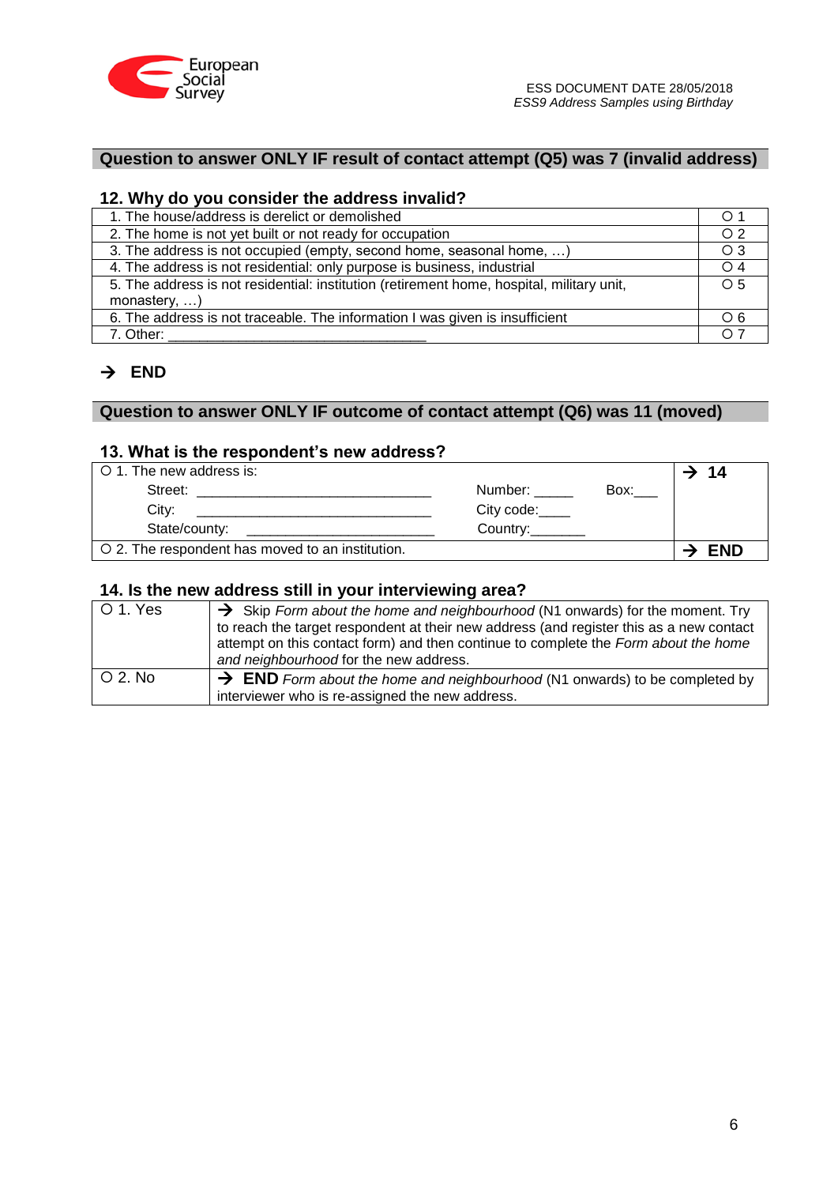**Question to answer ONLY IF result of contact attempt (Q5) was 7 (invalid address)**

### 12. Why do you consider the address invalid?

| | |
|---|---|
| 1. The house/address is derelict or demolished | ○ 1 |
| 2. The home is not yet built or not ready for occupation | ○ 2 |
| 3. The address is not occupied (empty, second home, seasonal home, …) | ○ 3 |
| 4. The address is not residential: only purpose is business, industrial | ○ 4 |
| 5. The address is not residential: institution (retirement home, hospital, military unit, monastery, …) | ○ 5 |
| 6. The address is not traceable. The information I was given is insufficient | ○ 6 |
| 7. Other: _________________________________ | ○ 7 |

→ **END**

**Question to answer ONLY IF outcome of contact attempt (Q6) was 11 (moved)**

### 13. What is the respondent's new address?

| | |
|---|---|
| ○ 1. The new address is:<br>Street: ______________________________ Number: _____ Box:___<br>City: ______________________________ City code:____<br>State/county: ________________________ Country:_______ | → **14** |
| ○ 2. The respondent has moved to an institution. | → **END** |

### 14. Is the new address still in your interviewing area?

| | |
|---|---|
| ○ 1. Yes | → Skip *Form about the home and neighbourhood* (N1 onwards) for the moment. Try to reach the target respondent at their new address (and register this as a new contact attempt on this contact form) and then continue to complete the *Form about the home and neighbourhood* for the new address. |
| ○ 2. No | → **END** *Form about the home and neighbourhood* (N1 onwards) to be completed by interviewer who is re-assigned the new address. |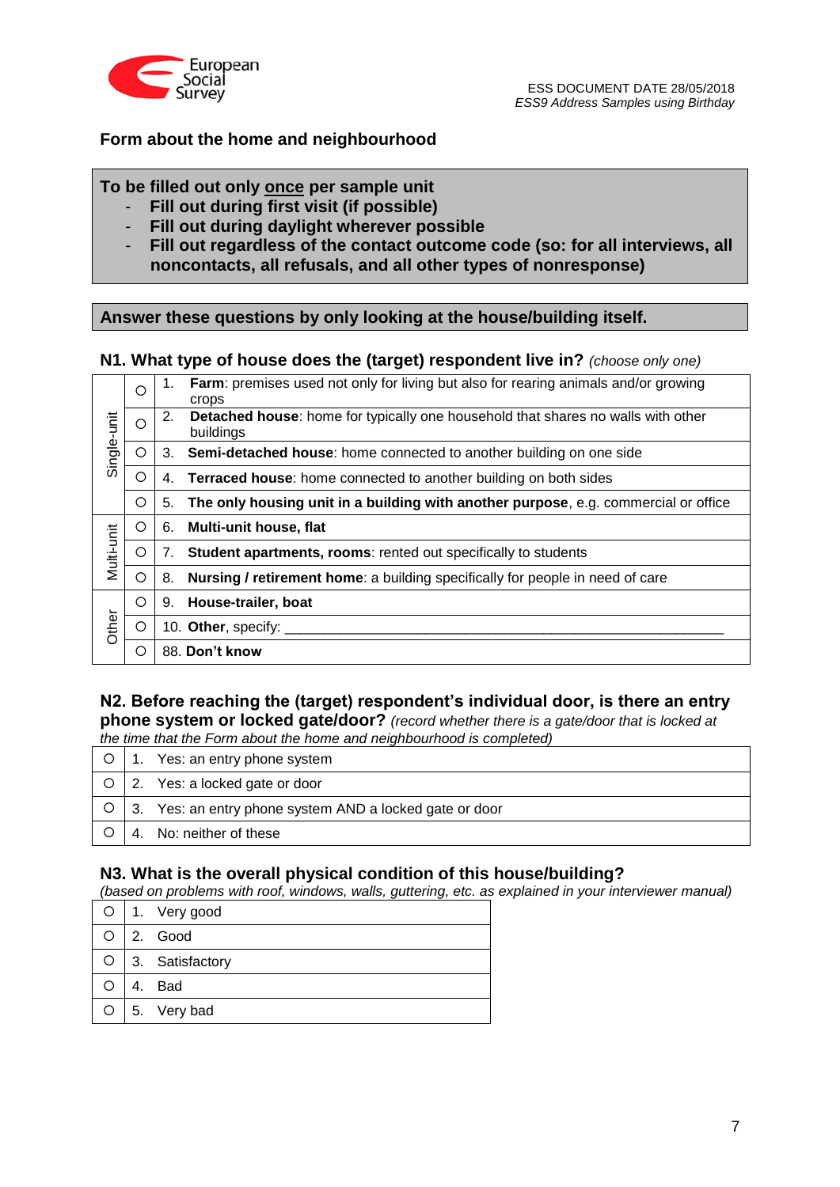European Social Survey

ESS DOCUMENT DATE 28/05/2018
*ESS9 Address Samples using Birthday*

## Form about the home and neighbourhood

**To be filled out only <u>once</u> per sample unit**
- **Fill out during first visit (if possible)**
- **Fill out during daylight wherever possible**
- **Fill out regardless of the contact outcome code (so: for all interviews, all noncontacts, all refusals, and all other types of nonresponse)**

**Answer these questions by only looking at the house/building itself.**

### N1. What type of house does the (target) respondent live in? *(choose only one)*

| | | |
|---|---|---|
| Single-unit | ○ | 1. **Farm**: premises used not only for living but also for rearing animals and/or growing crops |
| | ○ | 2. **Detached house**: home for typically one household that shares no walls with other buildings |
| | ○ | 3. **Semi-detached house**: home connected to another building on one side |
| | ○ | 4. **Terraced house**: home connected to another building on both sides |
| | ○ | 5. **The only housing unit in a building with another purpose**, e.g. commercial or office |
| Multi-unit | ○ | 6. **Multi-unit house, flat** |
| | ○ | 7. **Student apartments, rooms**: rented out specifically to students |
| | ○ | 8. **Nursing / retirement home**: a building specifically for people in need of care |
| Other | ○ | 9. **House-trailer, boat** |
| | ○ | 10. **Other**, specify: ________________________________________________ |
| | ○ | 88. **Don't know** |

### N2. Before reaching the (target) respondent's individual door, is there an entry phone system or locked gate/door? *(record whether there is a gate/door that is locked at the time that the Form about the home and neighbourhood is completed)*

| | |
|---|---|
| ○ | 1. Yes: an entry phone system |
| ○ | 2. Yes: a locked gate or door |
| ○ | 3. Yes: an entry phone system AND a locked gate or door |
| ○ | 4. No: neither of these |

### N3. What is the overall physical condition of this house/building?
*(based on problems with roof, windows, walls, guttering, etc. as explained in your interviewer manual)*

| | |
|---|---|
| ○ | 1. Very good |
| ○ | 2. Good |
| ○ | 3. Satisfactory |
| ○ | 4. Bad |
| ○ | 5. Very bad |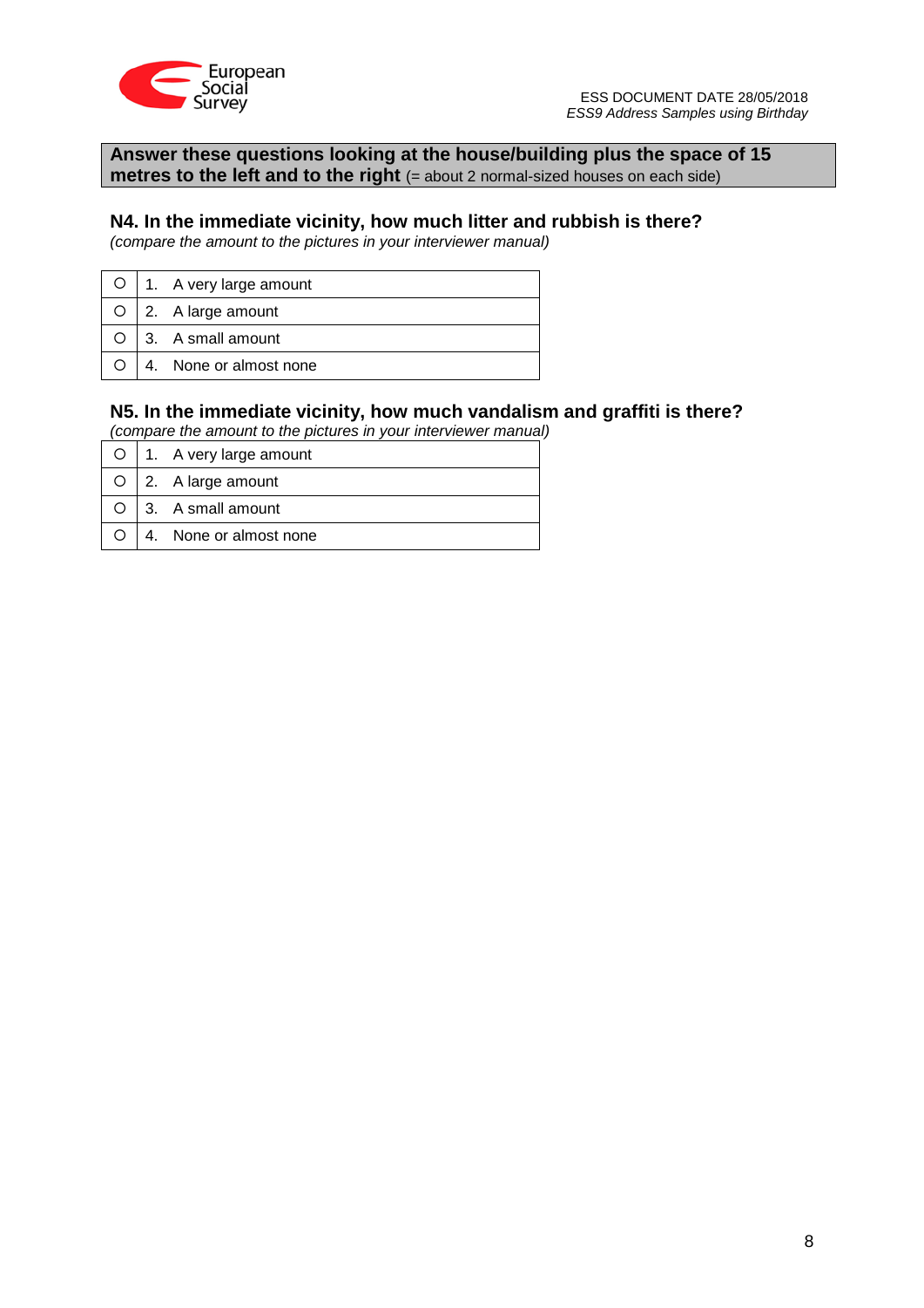**Answer these questions looking at the house/building plus the space of 15 metres to the left and to the right** (= about 2 normal-sized houses on each side)

### N4. In the immediate vicinity, how much litter and rubbish is there?

*(compare the amount to the pictures in your interviewer manual)*

| | |
|---|---|
| ○ | 1. A very large amount |
| ○ | 2. A large amount |
| ○ | 3. A small amount |
| ○ | 4. None or almost none |

### N5. In the immediate vicinity, how much vandalism and graffiti is there?

*(compare the amount to the pictures in your interviewer manual)*

| | |
|---|---|
| ○ | 1. A very large amount |
| ○ | 2. A large amount |
| ○ | 3. A small amount |
| ○ | 4. None or almost none |